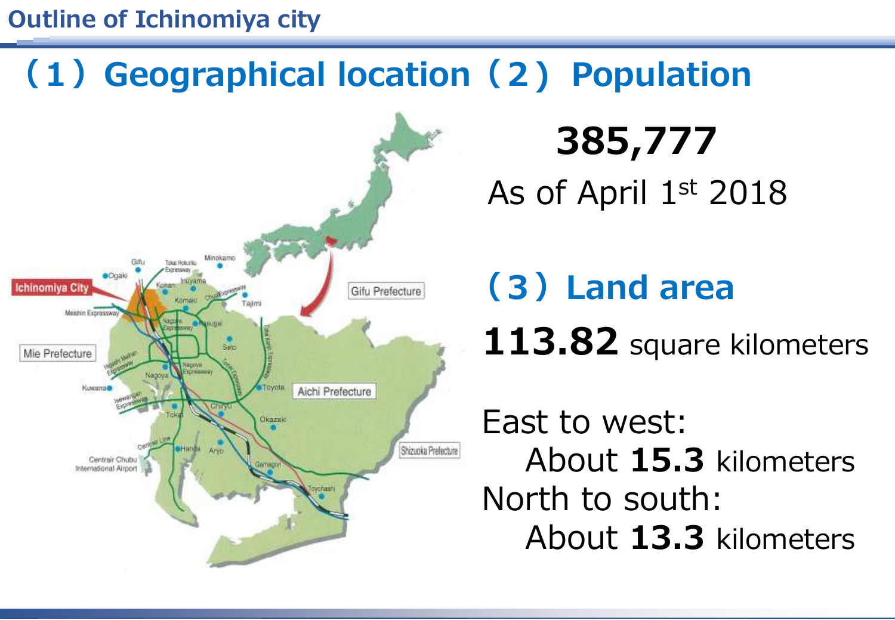# Outline of Ichinomiya city

## (1) Geographical location

## (2) Population

**385,777**

As of April 1st 2018

## (3) Land area

**113.82** square kilometers

East to west:
About **15.3** kilometers

North to south:
About **13.3** kilometers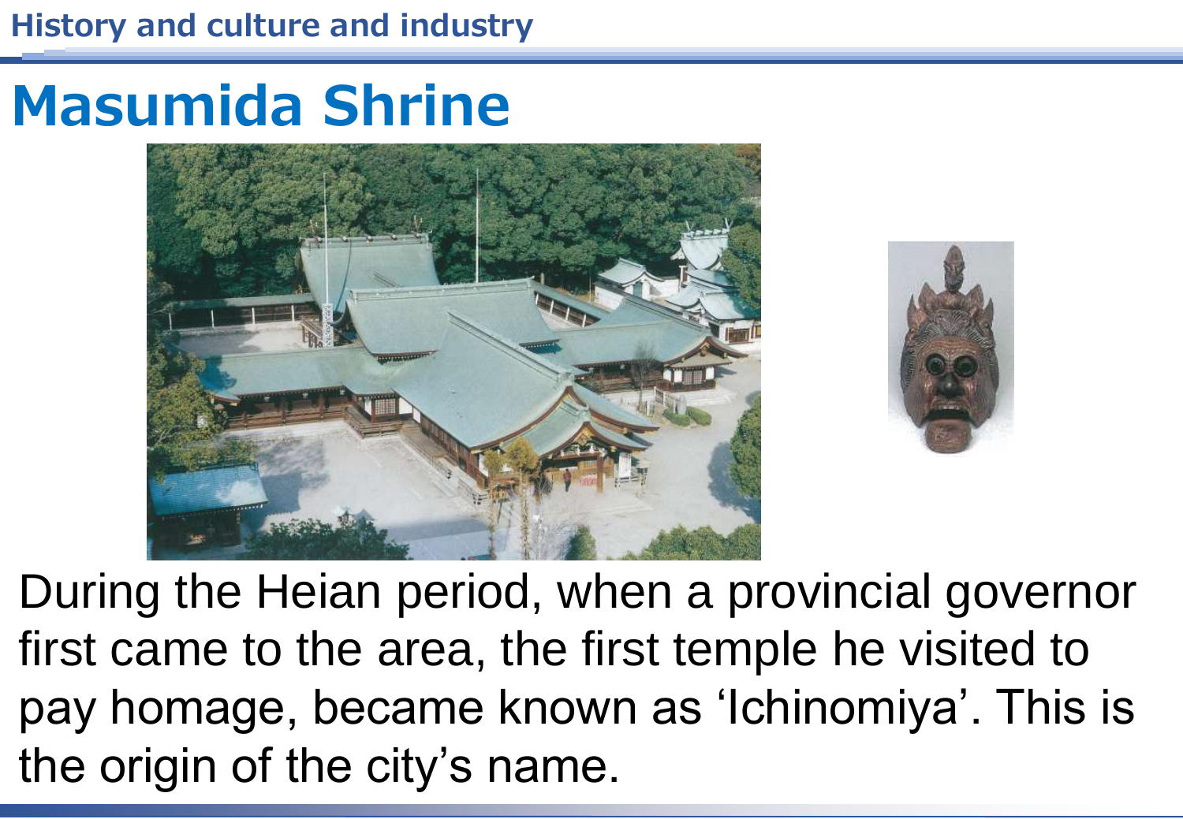# Masumida Shrine

During the Heian period, when a provincial governor first came to the area, the first temple he visited to pay homage, became known as ‘Ichinomiya’. This is the origin of the city’s name.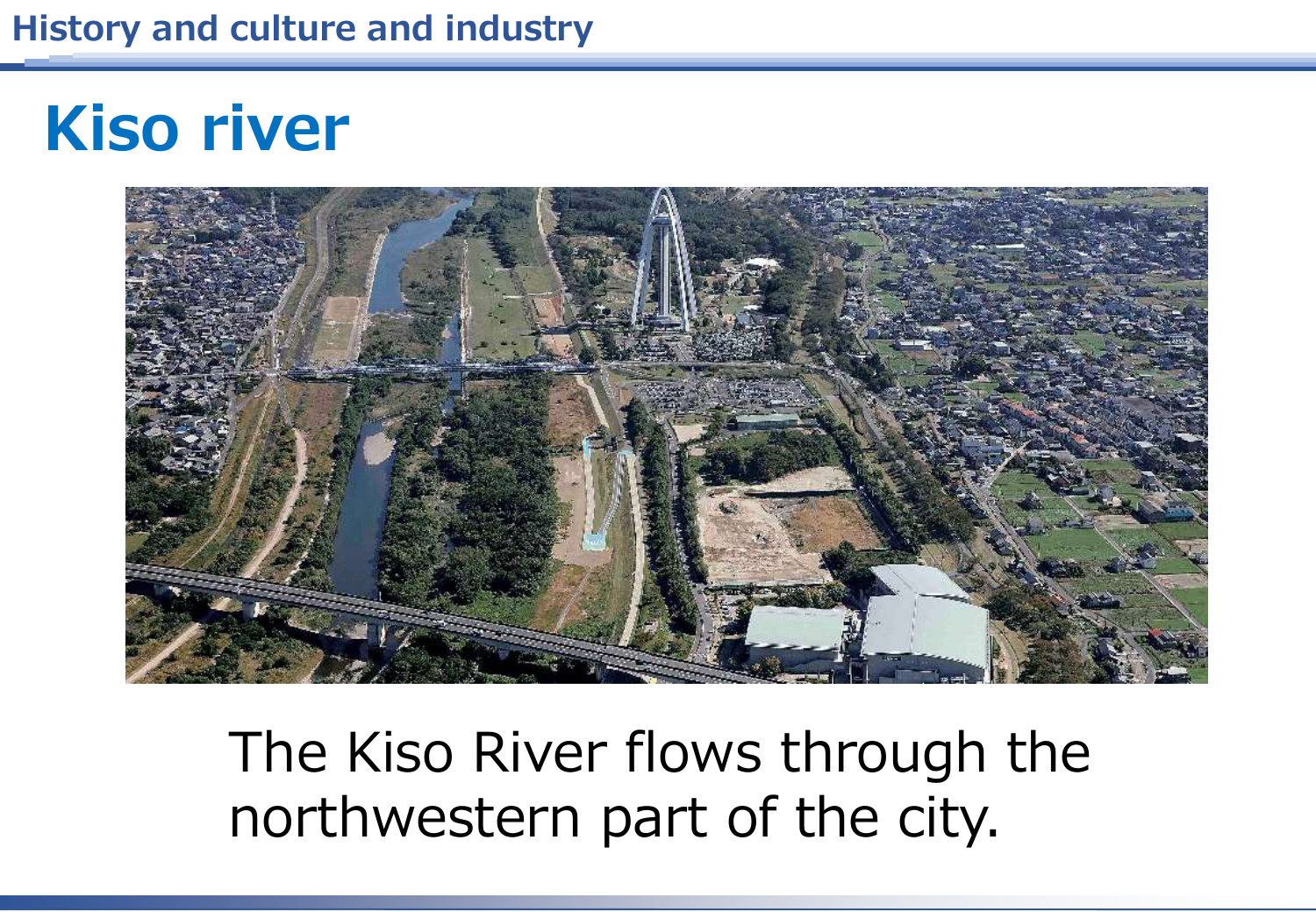History and culture and industry

# Kiso river

The Kiso River flows through the northwestern part of the city.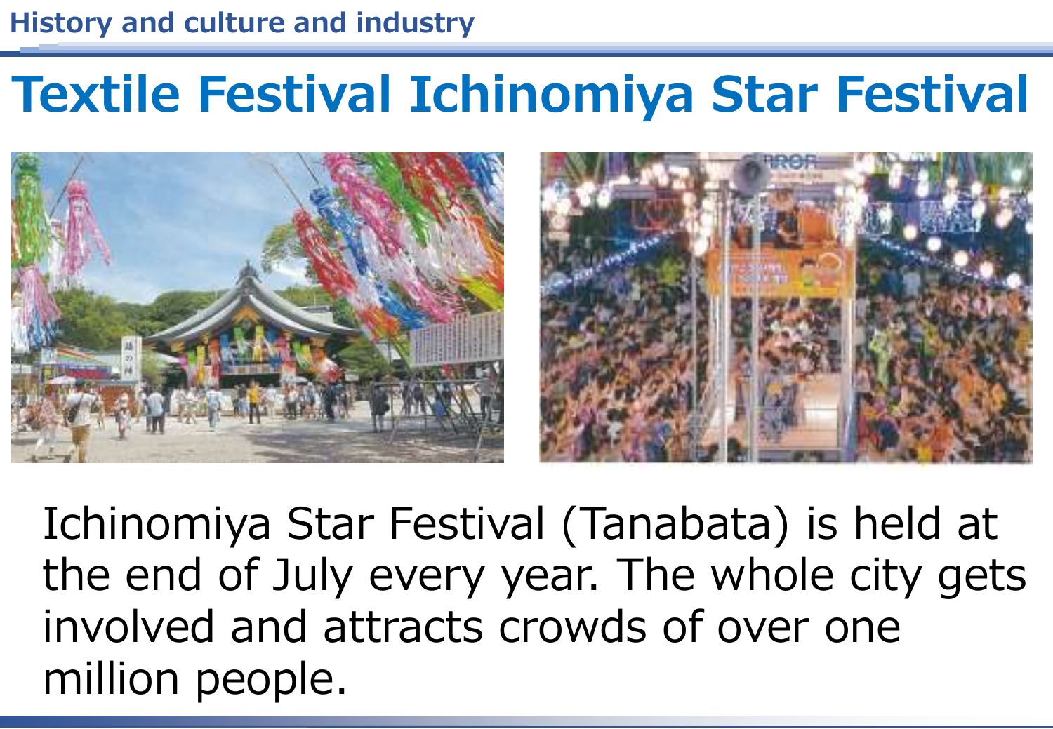History and culture and industry

# Textile Festival Ichinomiya Star Festival

Ichinomiya Star Festival (Tanabata) is held at the end of July every year. The whole city gets involved and attracts crowds of over one million people.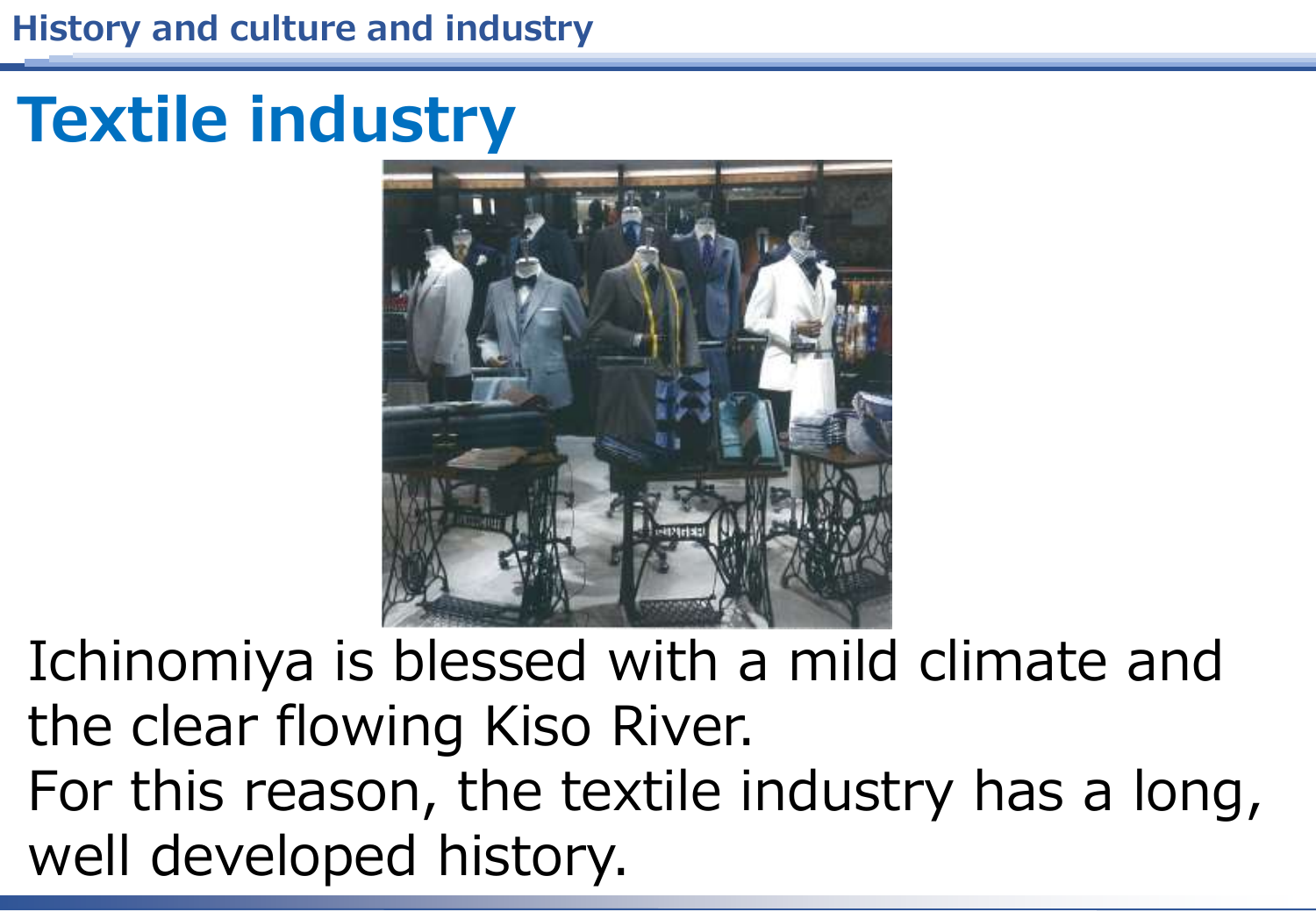History and culture and industry

# Textile industry

Ichinomiya is blessed with a mild climate and the clear flowing Kiso River.
For this reason, the textile industry has a long, well developed history.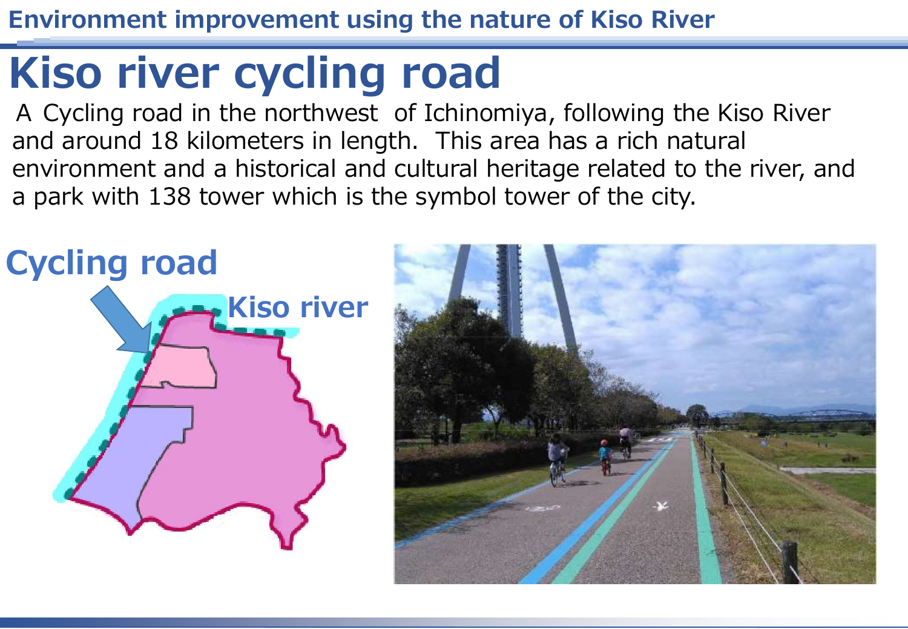Environment improvement using the nature of Kiso River

# Kiso river cycling road

A Cycling road in the northwest of Ichinomiya, following the Kiso River and around 18 kilometers in length. This area has a rich natural environment and a historical and cultural heritage related to the river, and a park with 138 tower which is the symbol tower of the city.

Cycling road

Kiso river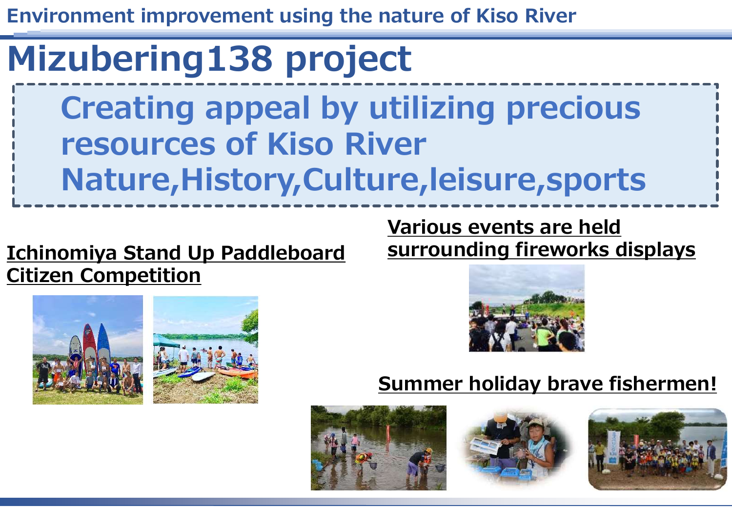Environment improvement using the nature of Kiso River

# Mizubering138 project

**Creating appeal by utilizing precious resources of Kiso River**
**Nature,History,Culture,leisure,sports**

**Ichinomiya Stand Up Paddleboard Citizen Competition**

**Various events are held surrounding fireworks displays**

**Summer holiday brave fishermen!**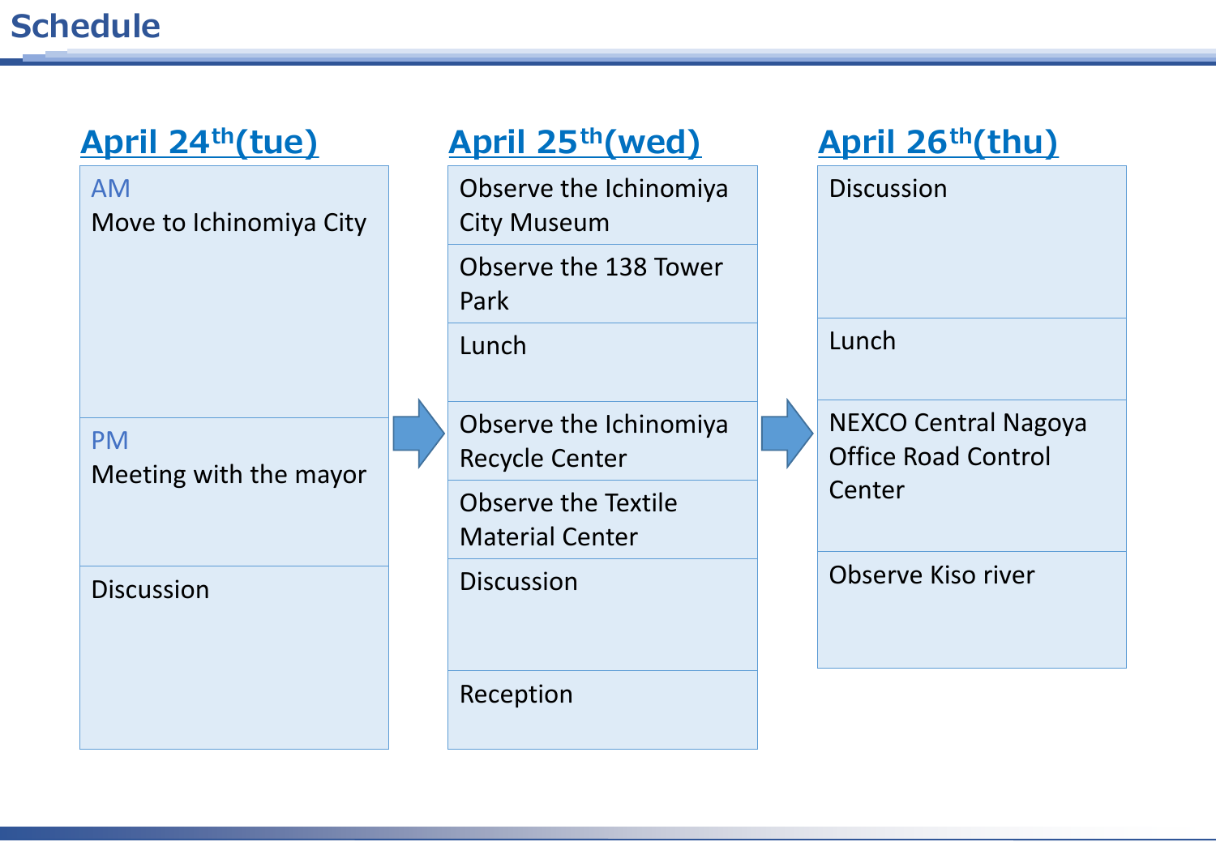# Schedule

## April 24th(tue)

AM
Move to Ichinomiya City

PM
Meeting with the mayor

Discussion

## April 25th(wed)

Observe the Ichinomiya City Museum

Observe the 138 Tower Park

Lunch

Observe the Ichinomiya Recycle Center

Observe the Textile Material Center

Discussion

Reception

## April 26th(thu)

Discussion

Lunch

NEXCO Central Nagoya Office Road Control Center

Observe Kiso river